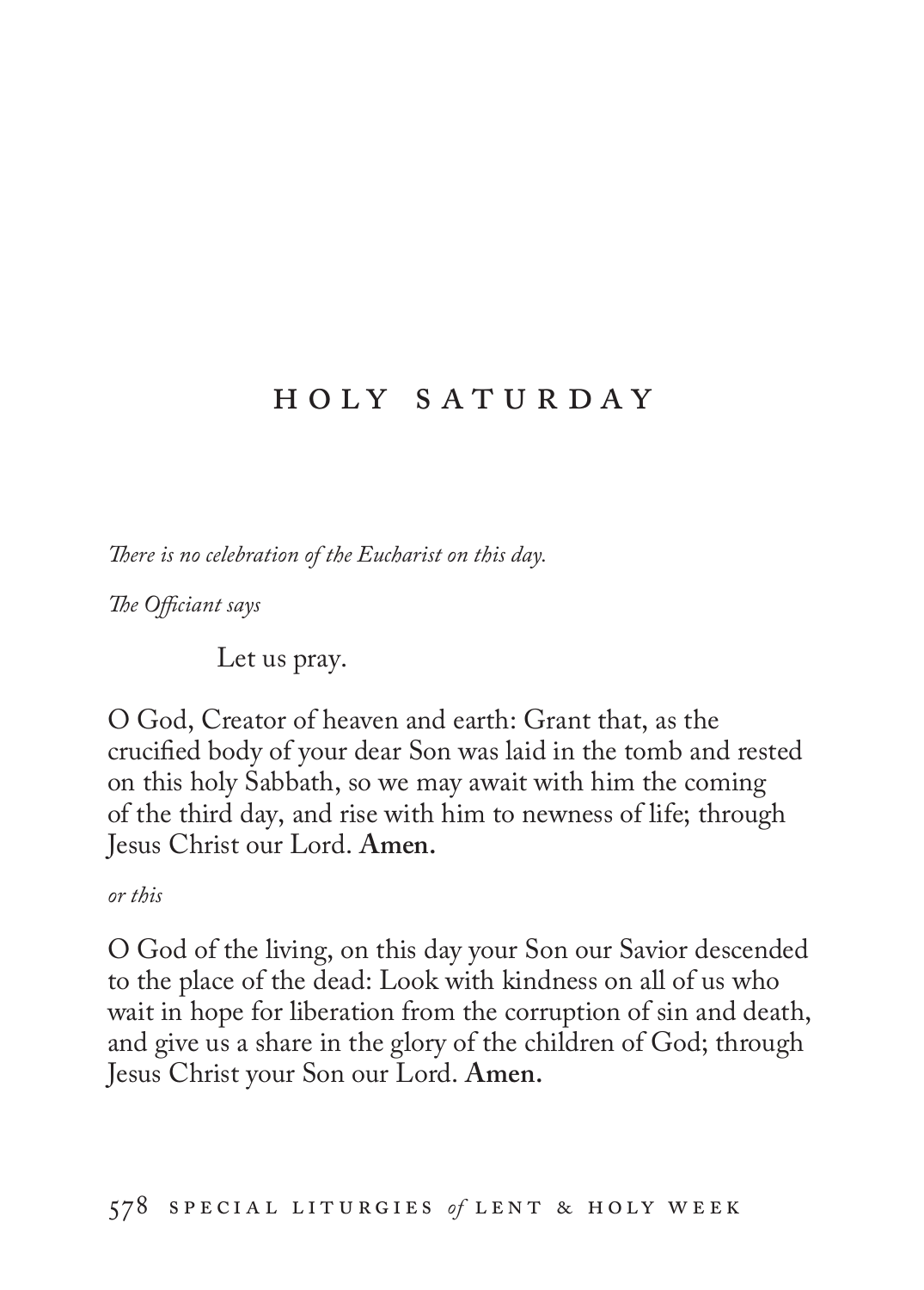# HOLY SATURDAY

*There is no celebration of the Eucharist on this day.*

*The Officiant says*

Let us pray.

O God, Creator of heaven and earth: Grant that, as the crucified body of your dear Son was laid in the tomb and rested on this holy Sabbath, so we may await with him the coming of the third day, and rise with him to newness of life; through Jesus Christ our Lord. **Amen.**

*or this*

O God of the living, on this day your Son our Savior descended to the place of the dead: Look with kindness on all of us who wait in hope for liberation from the corruption of sin and death, and give us a share in the glory of the children of God; through Jesus Christ your Son our Lord. **Amen.**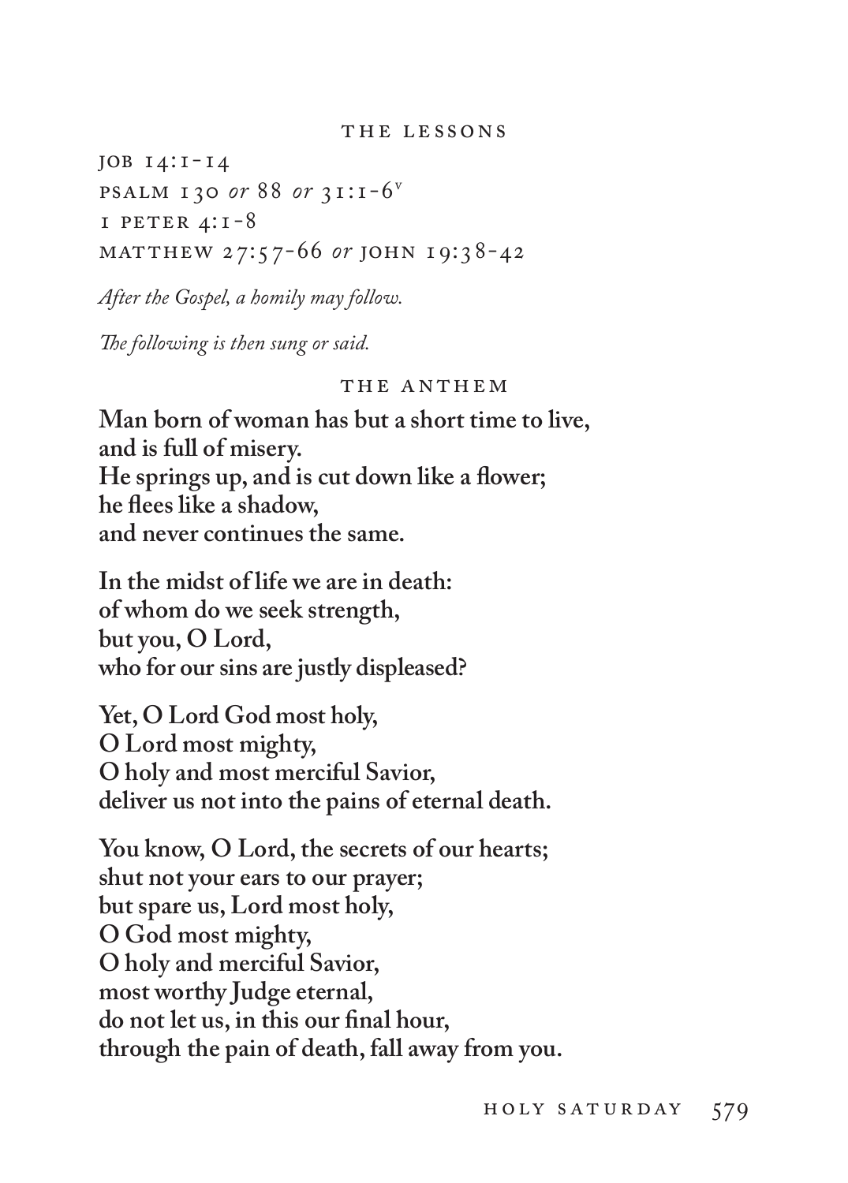## THE LESSONS

JOB 14:1-14
PSALM 130 *or* 88 *or* 31:1-6[v]
1 PETER 4:1-8
MATTHEW 27:57-66 *or* JOHN 19:38-42

*After the Gospel, a homily may follow.*

*The following is then sung or said.*

## THE ANTHEM

**Man born of woman has but a short time to live,**
**and is full of misery.**
**He springs up, and is cut down like a flower;**
**he flees like a shadow,**
**and never continues the same.**

**In the midst of life we are in death:**
**of whom do we seek strength,**
**but you, O Lord,**
**who for our sins are justly displeased?**

**Yet, O Lord God most holy,**
**O Lord most mighty,**
**O holy and most merciful Savior,**
**deliver us not into the pains of eternal death.**

**You know, O Lord, the secrets of our hearts;**
**shut not your ears to our prayer;**
**but spare us, Lord most holy,**
**O God most mighty,**
**O holy and merciful Savior,**
**most worthy Judge eternal,**
**do not let us, in this our final hour,**
**through the pain of death, fall away from you.**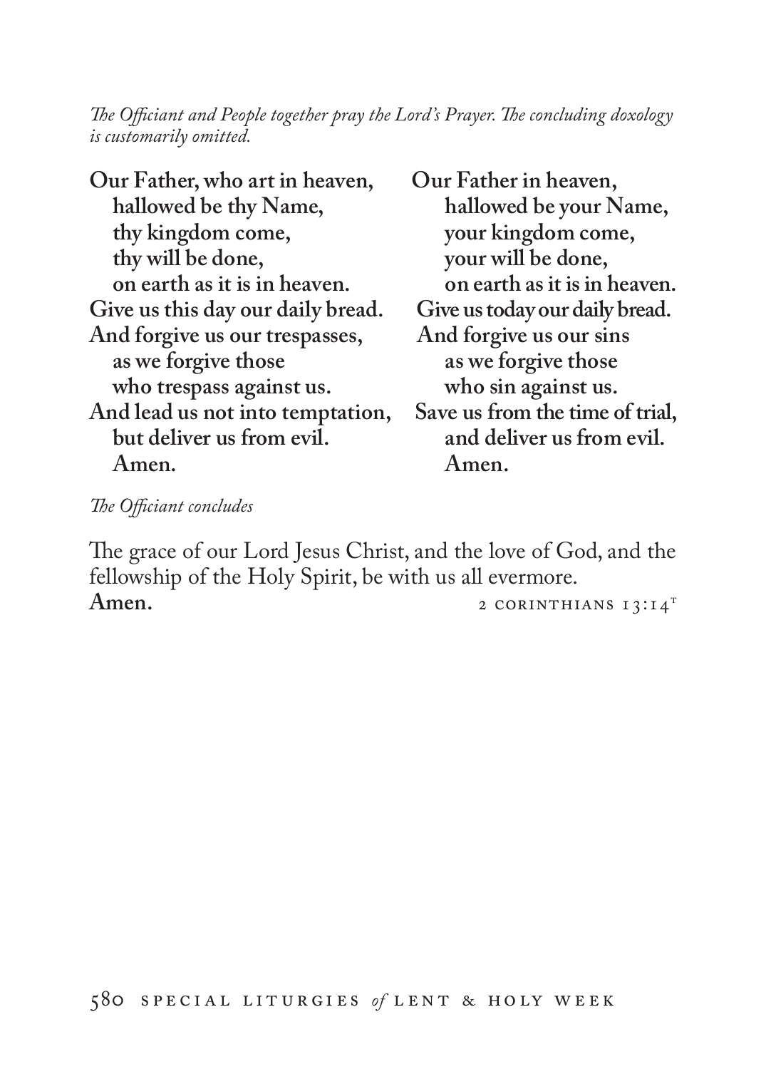*The Officiant and People together pray the Lord's Prayer. The concluding doxology is customarily omitted.*

**Our Father, who art in heaven,**
**hallowed be thy Name,**
**thy kingdom come,**
**thy will be done,**
**on earth as it is in heaven.**
**Give us this day our daily bread.**
**And forgive us our trespasses,**
**as we forgive those**
**who trespass against us.**
**And lead us not into temptation,**
**but deliver us from evil.**
**Amen.**

**Our Father in heaven,**
**hallowed be your Name,**
**your kingdom come,**
**your will be done,**
**on earth as it is in heaven.**
**Give us today our daily bread.**
**And forgive us our sins**
**as we forgive those**
**who sin against us.**
**Save us from the time of trial,**
**and deliver us from evil.**
**Amen.**

*The Officiant concludes*

The grace of our Lord Jesus Christ, and the love of God, and the fellowship of the Holy Spirit, be with us all evermore.
**Amen.** 2 CORINTHIANS 13:14[T]